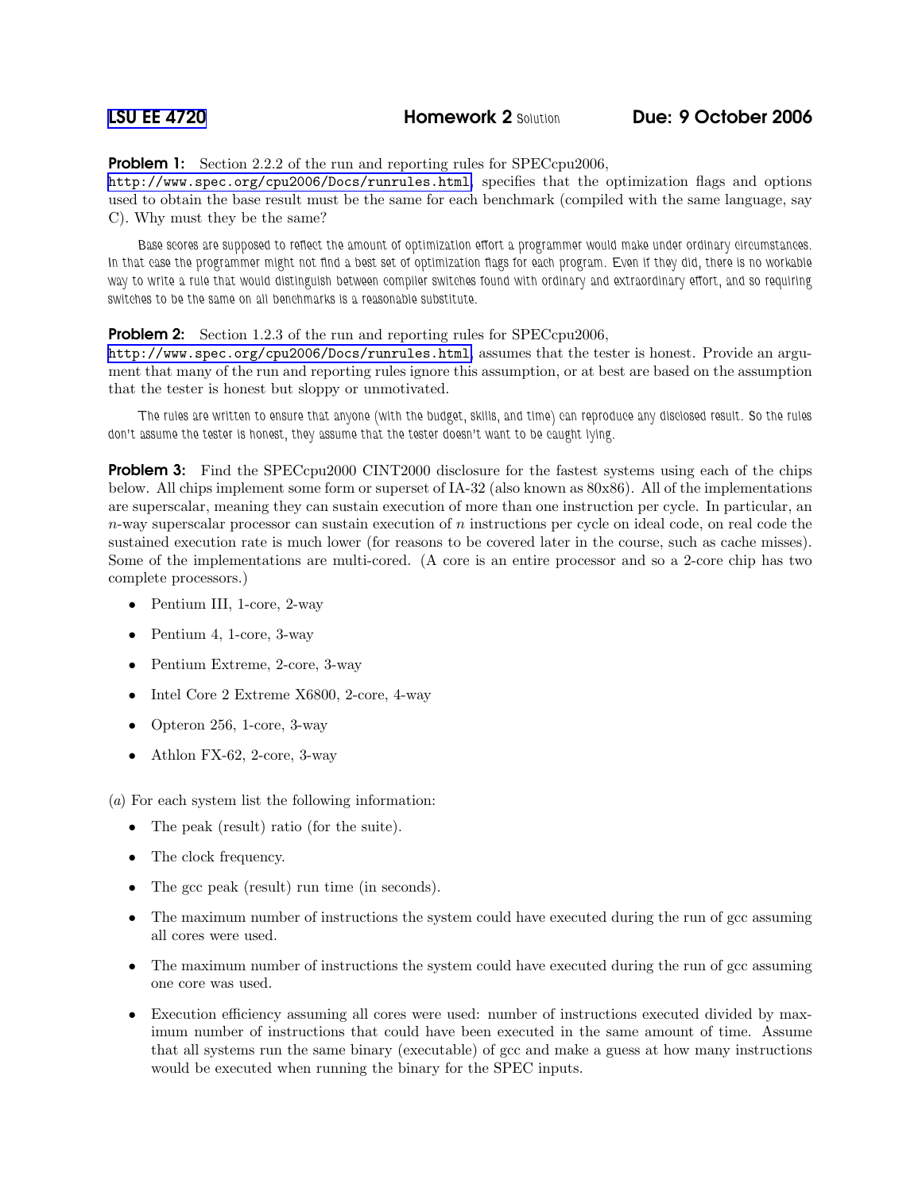LSU EE 4720 **Homework 2** Solution **Due: 9 October 2006**

**Problem 1:** Section 2.2.2 of the run and reporting rules for SPECcpu2006, http://www.spec.org/cpu2006/Docs/runrules.html, specifies that the optimization flags and options used to obtain the base result must be the same for each benchmark (compiled with the same language, say C). Why must they be the same?

Base scores are supposed to reflect the amount of optimization effort a programmer would make under ordinary circumstances. In that case the programmer might not find a best set of optimization flags for each program. Even if they did, there is no workable way to write a rule that would distinguish between compiler switches found with ordinary and extraordinary effort, and so requiring switches to be the same on all benchmarks is a reasonable substitute.

**Problem 2:** Section 1.2.3 of the run and reporting rules for SPECcpu2006, http://www.spec.org/cpu2006/Docs/runrules.html, assumes that the tester is honest. Provide an argument that many of the run and reporting rules ignore this assumption, or at best are based on the assumption that the tester is honest but sloppy or unmotivated.

The rules are written to ensure that anyone (with the budget, skills, and time) can reproduce any disclosed result. So the rules don't assume the tester is honest, they assume that the tester doesn't want to be caught lying.

**Problem 3:** Find the SPECcpu2000 CINT2000 disclosure for the fastest systems using each of the chips below. All chips implement some form or superset of IA-32 (also known as 80x86). All of the implementations are superscalar, meaning they can sustain execution of more than one instruction per cycle. In particular, an $n$-way superscalar processor can sustain execution of $n$ instructions per cycle on ideal code, on real code the sustained execution rate is much lower (for reasons to be covered later in the course, such as cache misses). Some of the implementations are multi-cored. (A core is an entire processor and so a 2-core chip has two complete processors.)

- Pentium III, 1-core, 2-way
- Pentium 4, 1-core, 3-way
- Pentium Extreme, 2-core, 3-way
- Intel Core 2 Extreme X6800, 2-core, 4-way
- Opteron 256, 1-core, 3-way
- Athlon FX-62, 2-core, 3-way

(*a*) For each system list the following information:

- The peak (result) ratio (for the suite).
- The clock frequency.
- The gcc peak (result) run time (in seconds).
- The maximum number of instructions the system could have executed during the run of gcc assuming all cores were used.
- The maximum number of instructions the system could have executed during the run of gcc assuming one core was used.
- Execution efficiency assuming all cores were used: number of instructions executed divided by maximum number of instructions that could have been executed in the same amount of time. Assume that all systems run the same binary (executable) of gcc and make a guess at how many instructions would be executed when running the binary for the SPEC inputs.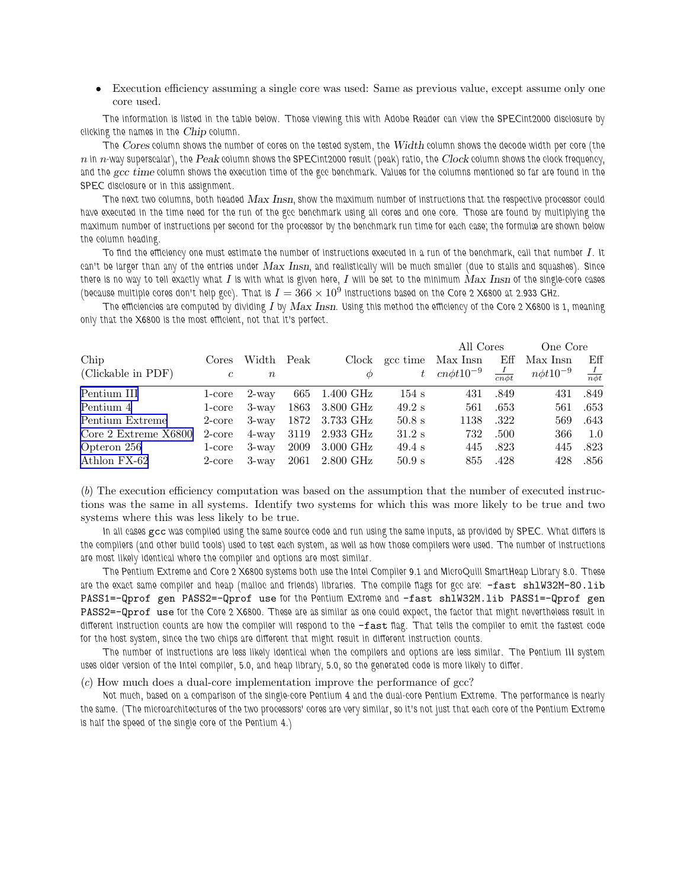- Execution efficiency assuming a single core was used: Same as previous value, except assume only one core used.

The information is listed in the table below. Those viewing this with Adobe Reader can view the SPECint2000 disclosure by clicking the names in the *Chip* column.

The *Cores* column shows the number of cores on the tested system, the *Width* column shows the decode width per core (the $n$ in $n$-way superscalar), the *Peak* column shows the SPECint2000 result (peak) ratio, the *Clock* column shows the clock frequency, and the *gcc time* column shows the execution time of the gcc benchmark. Values for the columns mentioned so far are found in the SPEC disclosure or in this assignment.

The next two columns, both headed *Max Insn*, show the maximum number of instructions that the respective processor could have executed in the time need for the run of the gcc benchmark using all cores and one core. Those are found by multiplying the maximum number of instructions per second for the processor by the benchmark run time for each case; the formulæ are shown below the column heading.

To find the efficiency one must estimate the number of instructions executed in a run of the benchmark, call that number $I$. It can't be larger than any of the entries under *Max Insn*, and realistically will be much smaller (due to stalls and squashes). Since there is no way to tell exactly what $I$ is with what is given here, $I$ will be set to the minimum *Max Insn* of the single-core cases (because multiple cores don't help gcc). That is $I = 366 \times 10^9$ instructions based on the Core 2 X6800 at 2.933 GHz.

The efficiencies are computed by dividing $I$ by *Max Insn*. Using this method the efficiency of the Core 2 X6800 is 1, meaning only that the X6800 is the most efficient, not that it's perfect.

| Chip | Cores | Width | Peak | Clock | gcc time | All Cores | | One Core | |
|---|---|---|---|---|---|---|---|---|---|
| | | | | | | Max Insn | Eff | Max Insn | Eff |
| (Clickable in PDF) | $c$ | $n$ | | $\phi$ | $t$ | $cn\phi t 10^{-9}$ | $\frac{I}{cn\phi t}$ | $n\phi t 10^{-9}$ | $\frac{I}{n\phi t}$ |
| Pentium III | 1-core | 2-way | 665 | 1.400 GHz | 154 s | 431 | .849 | 431 | .849 |
| Pentium 4 | 1-core | 3-way | 1863 | 3.800 GHz | 49.2 s | 561 | .653 | 561 | .653 |
| Pentium Extreme | 2-core | 3-way | 1872 | 3.733 GHz | 50.8 s | 1138 | .322 | 569 | .643 |
| Core 2 Extreme X6800 | 2-core | 4-way | 3119 | 2.933 GHz | 31.2 s | 732 | .500 | 366 | 1.0 |
| Opteron 256 | 1-core | 3-way | 2009 | 3.000 GHz | 49.4 s | 445 | .823 | 445 | .823 |
| Athlon FX-62 | 2-core | 3-way | 2061 | 2.800 GHz | 50.9 s | 855 | .428 | 428 | .856 |

(*b*) The execution efficiency computation was based on the assumption that the number of executed instructions was the same in all systems. Identify two systems for which this was more likely to be true and two systems where this was less likely to be true.

In all cases `gcc` was compiled using the same source code and run using the same inputs, as provided by SPEC. What differs is the compilers (and other build tools) used to test each system, as well as how those compilers were used. The number of instructions are most likely identical where the compiler and options are most similar.

The Pentium Extreme and Core 2 X6800 systems both use the Intel Compiler 9.1 and MicroQuill SmartHeap Library 8.0. These are the exact same compiler and heap (malloc and friends) libraries. The compile flags for gcc are: `-fast shlW32M-80.lib PASS1=-Qprof gen PASS2=-Qprof use` for the Pentium Extreme and `-fast shlW32M.lib PASS1=-Qprof gen PASS2=-Qprof use` for the Core 2 X6800. These are as similar as one could expect, the factor that might nevertheless result in different instruction counts are how the compiler will respond to the `-fast` flag. That tells the compiler to emit the fastest code for the host system, since the two chips are different that might result in different instruction counts.

The number of instructions are less likely identical when the compilers and options are less similar. The Pentium III system uses older version of the Intel compiler, 5.0, and heap library, 5.0, so the generated code is more likely to differ.

(*c*) How much does a dual-core implementation improve the performance of gcc?

Not much, based on a comparison of the single-core Pentium 4 and the dual-core Pentium Extreme. The performance is nearly the same. (The microarchitectures of the two processors' cores are very similar, so it's not just that each core of the Pentium Extreme is half the speed of the single core of the Pentium 4.)